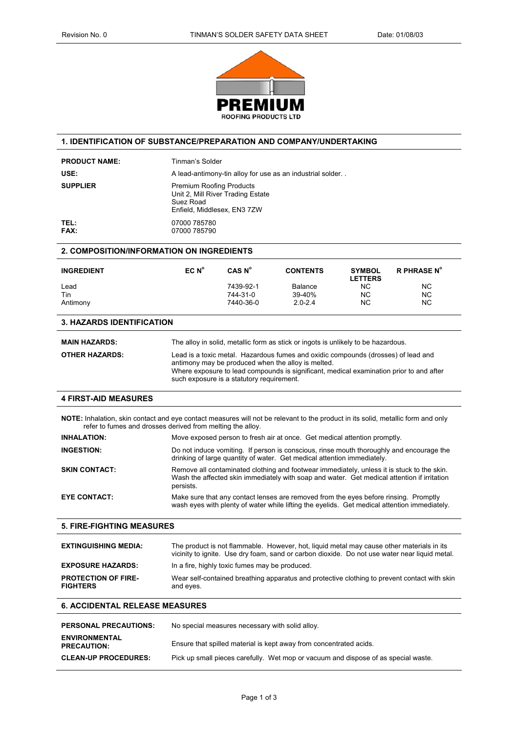# 1. IDENTIFICATION OF SUBSTANCE/PREPARATION AND COMPANY/UNDERTAKING

**PRODUCT NAME:** Tinman's Solder

**USE:** A lead-antimony-tin alloy for use as an industrial solder. .

**SUPPLIER** Premium Roofing Products
Unit 2, Mill River Trading Estate
Suez Road
Enfield, Middlesex, EN3 7ZW

**TEL:** 07000 785780
**FAX:** 07000 785790

# 2. COMPOSITION/INFORMATION ON INGREDIENTS

| INGREDIENT | EC N° | CAS N° | CONTENTS | SYMBOL LETTERS | R PHRASE N° |
|---|---|---|---|---|---|
| Lead | | 7439-92-1 | Balance | NC | NC |
| Tin | | 744-31-0 | 39-40% | NC | NC |
| Antimony | | 7440-36-0 | 2.0-2.4 | NC | NC |

# 3. HAZARDS IDENTIFICATION

**MAIN HAZARDS:** The alloy in solid, metallic form as stick or ingots is unlikely to be hazardous.

**OTHER HAZARDS:** Lead is a toxic metal. Hazardous fumes and oxidic compounds (drosses) of lead and antimony may be produced when the alloy is melted.
Where exposure to lead compounds is significant, medical examination prior to and after such exposure is a statutory requirement.

# 4 FIRST-AID MEASURES

**NOTE:** Inhalation, skin contact and eye contact measures will not be relevant to the product in its solid, metallic form and only refer to fumes and drosses derived from melting the alloy.

**INHALATION:** Move exposed person to fresh air at once. Get medical attention promptly.

**INGESTION:** Do not induce vomiting. If person is conscious, rinse mouth thoroughly and encourage the drinking of large quantity of water. Get medical attention immediately.

**SKIN CONTACT:** Remove all contaminated clothing and footwear immediately, unless it is stuck to the skin. Wash the affected skin immediately with soap and water. Get medical attention if irritation persists.

**EYE CONTACT:** Make sure that any contact lenses are removed from the eyes before rinsing. Promptly wash eyes with plenty of water while lifting the eyelids. Get medical attention immediately.

# 5. FIRE-FIGHTING MEASURES

**EXTINGUISHING MEDIA:** The product is not flammable. However, hot, liquid metal may cause other materials in its vicinity to ignite. Use dry foam, sand or carbon dioxide. Do not use water near liquid metal.

**EXPOSURE HAZARDS:** In a fire, highly toxic fumes may be produced.

**PROTECTION OF FIRE-FIGHTERS** Wear self-contained breathing apparatus and protective clothing to prevent contact with skin and eyes.

# 6. ACCIDENTAL RELEASE MEASURES

**PERSONAL PRECAUTIONS:** No special measures necessary with solid alloy.

**ENVIRONMENTAL PRECAUTION:** Ensure that spilled material is kept away from concentrated acids.

**CLEAN-UP PROCEDURES:** Pick up small pieces carefully. Wet mop or vacuum and dispose of as special waste.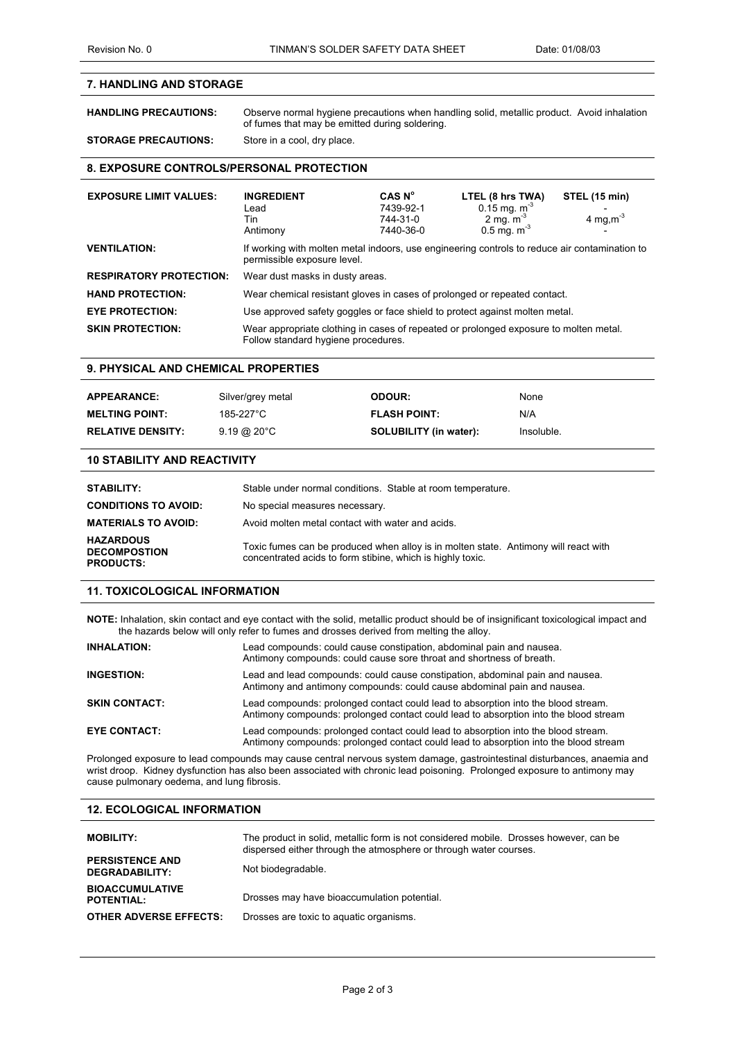## 7. HANDLING AND STORAGE

**HANDLING PRECAUTIONS:** Observe normal hygiene precautions when handling solid, metallic product. Avoid inhalation of fumes that may be emitted during soldering.

**STORAGE PRECAUTIONS:** Store in a cool, dry place.

## 8. EXPOSURE CONTROLS/PERSONAL PROTECTION

**EXPOSURE LIMIT VALUES:**

| INGREDIENT | CAS N° | LTEL (8 hrs TWA) | STEL (15 min) |
|---|---|---|---|
| Lead | 7439-92-1 | 0.15 mg. $m^{-3}$ | - |
| Tin | 744-31-0 | 2 mg. $m^{-3}$ | 4 mg,$m^{-3}$ |
| Antimony | 7440-36-0 | 0.5 mg. $m^{-3}$ | - |

**VENTILATION:** If working with molten metal indoors, use engineering controls to reduce air contamination to permissible exposure level.

**RESPIRATORY PROTECTION:** Wear dust masks in dusty areas.

**HAND PROTECTION:** Wear chemical resistant gloves in cases of prolonged or repeated contact.

**EYE PROTECTION:** Use approved safety goggles or face shield to protect against molten metal.

**SKIN PROTECTION:** Wear appropriate clothing in cases of repeated or prolonged exposure to molten metal. Follow standard hygiene procedures.

## 9. PHYSICAL AND CHEMICAL PROPERTIES

| | | | |
|---|---|---|---|
| **APPEARANCE:** | Silver/grey metal | **ODOUR:** | None |
| **MELTING POINT:** | 185-227°C | **FLASH POINT:** | N/A |
| **RELATIVE DENSITY:** | 9.19 @ 20°C | **SOLUBILITY (in water):** | Insoluble. |

## 10 STABILITY AND REACTIVITY

**STABILITY:** Stable under normal conditions. Stable at room temperature.

**CONDITIONS TO AVOID:** No special measures necessary.

**MATERIALS TO AVOID:** Avoid molten metal contact with water and acids.

**HAZARDOUS DECOMPOSTION PRODUCTS:** Toxic fumes can be produced when alloy is in molten state. Antimony will react with concentrated acids to form stibine, which is highly toxic.

## 11. TOXICOLOGICAL INFORMATION

**NOTE:** Inhalation, skin contact and eye contact with the solid, metallic product should be of insignificant toxicological impact and the hazards below will only refer to fumes and drosses derived from melting the alloy.

**INHALATION:** Lead compounds: could cause constipation, abdominal pain and nausea. Antimony compounds: could cause sore throat and shortness of breath.

**INGESTION:** Lead and lead compounds: could cause constipation, abdominal pain and nausea. Antimony and antimony compounds: could cause abdominal pain and nausea.

**SKIN CONTACT:** Lead compounds: prolonged contact could lead to absorption into the blood stream. Antimony compounds: prolonged contact could lead to absorption into the blood stream

**EYE CONTACT:** Lead compounds: prolonged contact could lead to absorption into the blood stream. Antimony compounds: prolonged contact could lead to absorption into the blood stream

Prolonged exposure to lead compounds may cause central nervous system damage, gastrointestinal disturbances, anaemia and wrist droop. Kidney dysfunction has also been associated with chronic lead poisoning. Prolonged exposure to antimony may cause pulmonary oedema, and lung fibrosis.

## 12. ECOLOGICAL INFORMATION

**MOBILITY:** The product in solid, metallic form is not considered mobile. Drosses however, can be dispersed either through the atmosphere or through water courses.

**PERSISTENCE AND DEGRADABILITY:** Not biodegradable.

**BIOACCUMULATIVE POTENTIAL:** Drosses may have bioaccumulation potential.

**OTHER ADVERSE EFFECTS:** Drosses are toxic to aquatic organisms.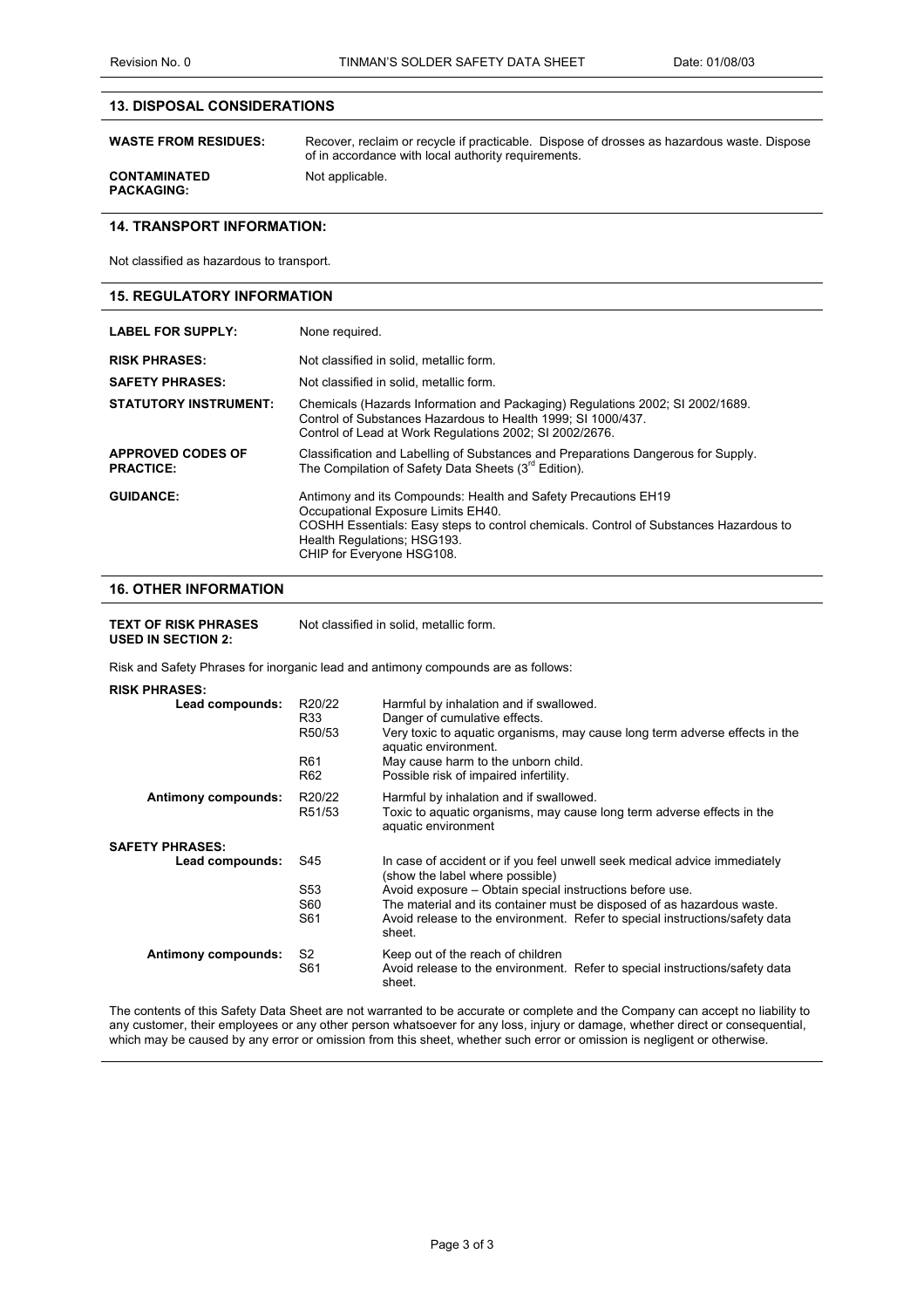## 13. DISPOSAL CONSIDERATIONS

| | |
|---|---|
| **WASTE FROM RESIDUES:** | Recover, reclaim or recycle if practicable. Dispose of drosses as hazardous waste. Dispose of in accordance with local authority requirements. |
| **CONTAMINATED PACKAGING:** | Not applicable. |

## 14. TRANSPORT INFORMATION:

Not classified as hazardous to transport.

## 15. REGULATORY INFORMATION

| | |
|---|---|
| **LABEL FOR SUPPLY:** | None required. |
| **RISK PHRASES:** | Not classified in solid, metallic form. |
| **SAFETY PHRASES:** | Not classified in solid, metallic form. |
| **STATUTORY INSTRUMENT:** | Chemicals (Hazards Information and Packaging) Regulations 2002; SI 2002/1689. Control of Substances Hazardous to Health 1999; SI 1000/437. Control of Lead at Work Regulations 2002; SI 2002/2676. |
| **APPROVED CODES OF PRACTICE:** | Classification and Labelling of Substances and Preparations Dangerous for Supply. The Compilation of Safety Data Sheets (3rd Edition). |
| **GUIDANCE:** | Antimony and its Compounds: Health and Safety Precautions EH19<br>Occupational Exposure Limits EH40.<br>COSHH Essentials: Easy steps to control chemicals. Control of Substances Hazardous to Health Regulations; HSG193.<br>CHIP for Everyone HSG108. |

## 16. OTHER INFORMATION

| | |
|---|---|
| **TEXT OF RISK PHRASES USED IN SECTION 2:** | Not classified in solid, metallic form. |

Risk and Safety Phrases for inorganic lead and antimony compounds are as follows:

| | | |
|---|---|---|
| **RISK PHRASES:** | | |
| **Lead compounds:** | R20/22 | Harmful by inhalation and if swallowed. |
| | R33 | Danger of cumulative effects. |
| | R50/53 | Very toxic to aquatic organisms, may cause long term adverse effects in the aquatic environment. |
| | R61 | May cause harm to the unborn child. |
| | R62 | Possible risk of impaired infertility. |
| **Antimony compounds:** | R20/22 | Harmful by inhalation and if swallowed. |
| | R51/53 | Toxic to aquatic organisms, may cause long term adverse effects in the aquatic environment |
| **SAFETY PHRASES:** | | |
| **Lead compounds:** | S45 | In case of accident or if you feel unwell seek medical advice immediately (show the label where possible) |
| | S53 | Avoid exposure – Obtain special instructions before use. |
| | S60 | The material and its container must be disposed of as hazardous waste. |
| | S61 | Avoid release to the environment. Refer to special instructions/safety data sheet. |
| **Antimony compounds:** | S2 | Keep out of the reach of children |
| | S61 | Avoid release to the environment. Refer to special instructions/safety data sheet. |

The contents of this Safety Data Sheet are not warranted to be accurate or complete and the Company can accept no liability to any customer, their employees or any other person whatsoever for any loss, injury or damage, whether direct or consequential, which may be caused by any error or omission from this sheet, whether such error or omission is negligent or otherwise.